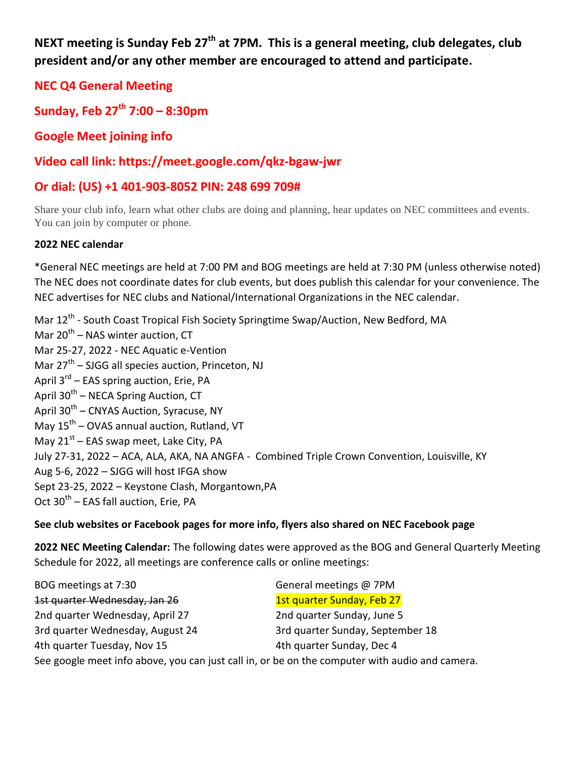**NEXT meeting is Sunday Feb 27th at 7PM. This is a general meeting, club delegates, club president and/or any other member are encouraged to attend and participate.**

**NEC Q4 General Meeting**

**Sunday, Feb 27th 7:00 – 8:30pm**

**Google Meet joining info**

**Video call link: https://meet.google.com/qkz-bgaw-jwr**

**Or dial: (US) +1 401-903-8052 PIN: 248 699 709#**

Share your club info, learn what other clubs are doing and planning, hear updates on NEC committees and events. You can join by computer or phone.

**2022 NEC calendar**

*General NEC meetings are held at 7:00 PM and BOG meetings are held at 7:30 PM (unless otherwise noted) The NEC does not coordinate dates for club events, but does publish this calendar for your convenience. The NEC advertises for NEC clubs and National/International Organizations in the NEC calendar.

Mar 12th - South Coast Tropical Fish Society Springtime Swap/Auction, New Bedford, MA
Mar 20th – NAS winter auction, CT
Mar 25-27, 2022 - NEC Aquatic e-Vention
Mar 27th – SJGG all species auction, Princeton, NJ
April 3rd – EAS spring auction, Erie, PA
April 30th – NECA Spring Auction, CT
April 30th – CNYAS Auction, Syracuse, NY
May 15th – OVAS annual auction, Rutland, VT
May 21st – EAS swap meet, Lake City, PA
July 27-31, 2022 – ACA, ALA, AKA, NA ANGFA - Combined Triple Crown Convention, Louisville, KY
Aug 5-6, 2022 – SJGG will host IFGA show
Sept 23-25, 2022 – Keystone Clash, Morgantown,PA
Oct 30th – EAS fall auction, Erie, PA

**See club websites or Facebook pages for more info, flyers also shared on NEC Facebook page**

**2022 NEC Meeting Calendar:** The following dates were approved as the BOG and General Quarterly Meeting Schedule for 2022, all meetings are conference calls or online meetings:

| BOG meetings at 7:30 | General meetings @ 7PM |
|---|---|
| ~~1st quarter Wednesday, Jan 26~~ | 1st quarter Sunday, Feb 27 |
| 2nd quarter Wednesday, April 27 | 2nd quarter Sunday, June 5 |
| 3rd quarter Wednesday, August 24 | 3rd quarter Sunday, September 18 |
| 4th quarter Tuesday, Nov 15 | 4th quarter Sunday, Dec 4 |

See google meet info above, you can just call in, or be on the computer with audio and camera.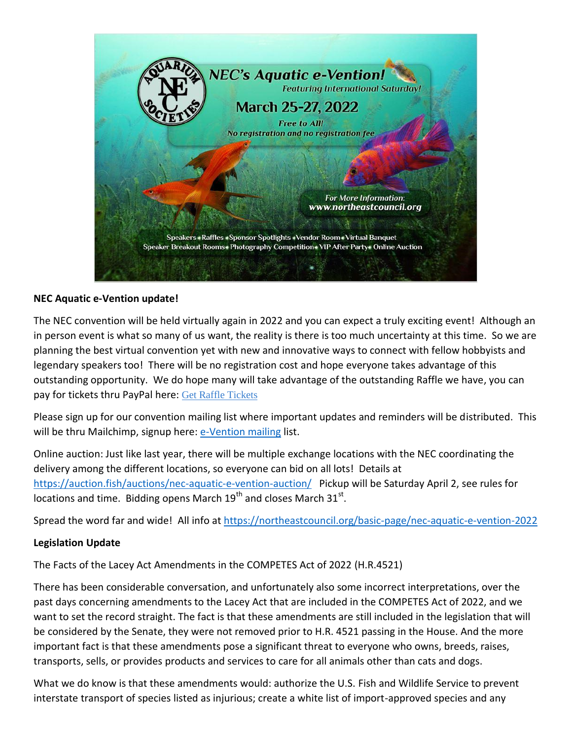NEC's Aquatic e-Vention!

Featuring International Saturday!

March 25-27, 2022

Free to All!

No registration and no registration fee

For More Information:
www.northeastcouncil.org

Speakers • Raffles • Sponsor Spotlights • Vendor Room • Virtual Banquet
Speaker Breakout Rooms • Photography Competition • VIP After Party • Online Auction

**NEC Aquatic e-Vention update!**

The NEC convention will be held virtually again in 2022 and you can expect a truly exciting event! Although an in person event is what so many of us want, the reality is there is too much uncertainty at this time. So we are planning the best virtual convention yet with new and innovative ways to connect with fellow hobbyists and legendary speakers too! There will be no registration cost and hope everyone takes advantage of this outstanding opportunity. We do hope many will take advantage of the outstanding Raffle we have, you can pay for tickets thru PayPal here: Get Raffle Tickets

Please sign up for our convention mailing list where important updates and reminders will be distributed. This will be thru Mailchimp, signup here: e-Vention mailing list.

Online auction: Just like last year, there will be multiple exchange locations with the NEC coordinating the delivery among the different locations, so everyone can bid on all lots! Details at https://auction.fish/auctions/nec-aquatic-e-vention-auction/ Pickup will be Saturday April 2, see rules for locations and time. Bidding opens March 19th and closes March 31st.

Spread the word far and wide! All info at https://northeastcouncil.org/basic-page/nec-aquatic-e-vention-2022

**Legislation Update**

The Facts of the Lacey Act Amendments in the COMPETES Act of 2022 (H.R.4521)

There has been considerable conversation, and unfortunately also some incorrect interpretations, over the past days concerning amendments to the Lacey Act that are included in the COMPETES Act of 2022, and we want to set the record straight. The fact is that these amendments are still included in the legislation that will be considered by the Senate, they were not removed prior to H.R. 4521 passing in the House. And the more important fact is that these amendments pose a significant threat to everyone who owns, breeds, raises, transports, sells, or provides products and services to care for all animals other than cats and dogs.

What we do know is that these amendments would: authorize the U.S. Fish and Wildlife Service to prevent interstate transport of species listed as injurious; create a white list of import-approved species and any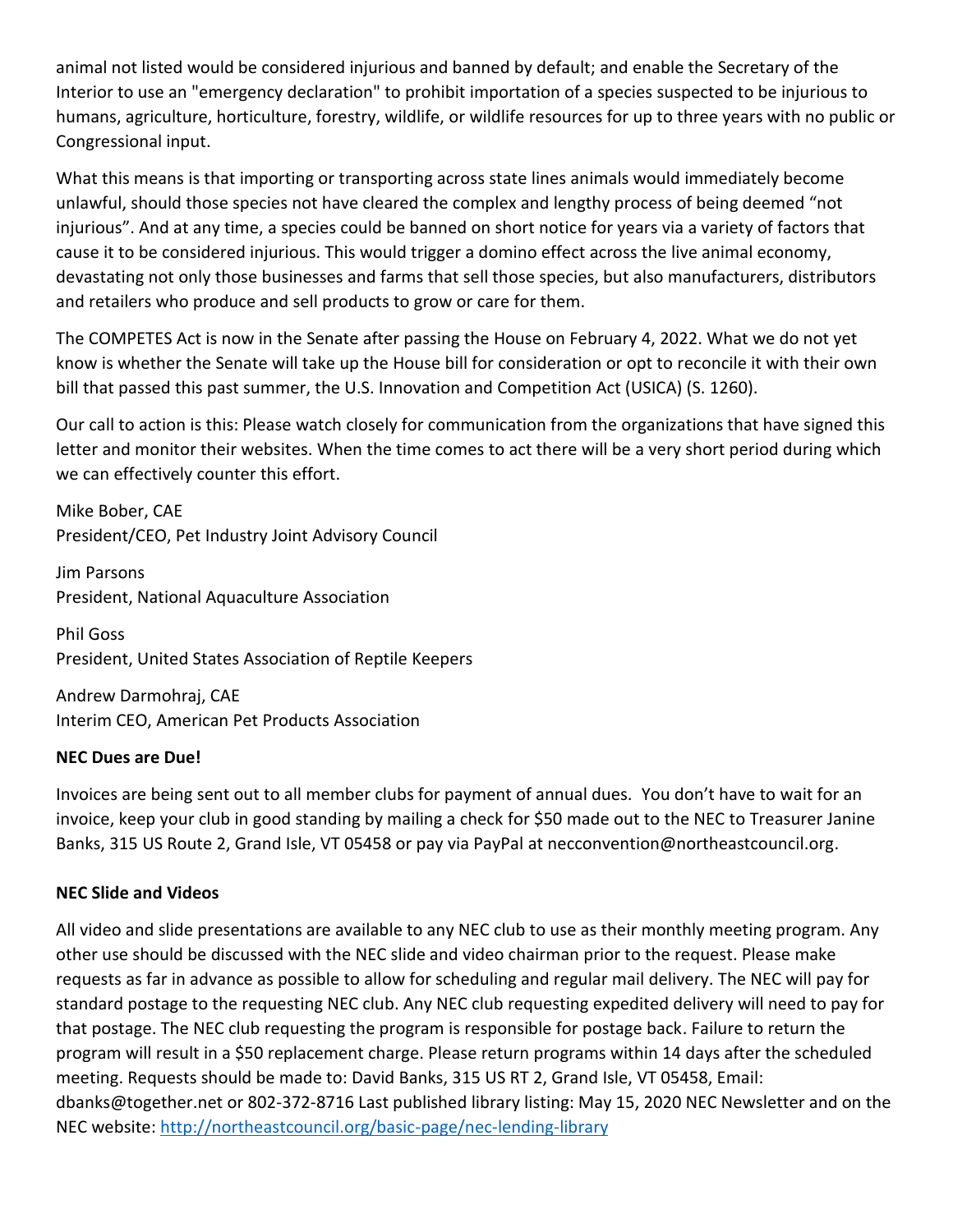animal not listed would be considered injurious and banned by default; and enable the Secretary of the Interior to use an "emergency declaration" to prohibit importation of a species suspected to be injurious to humans, agriculture, horticulture, forestry, wildlife, or wildlife resources for up to three years with no public or Congressional input.

What this means is that importing or transporting across state lines animals would immediately become unlawful, should those species not have cleared the complex and lengthy process of being deemed "not injurious". And at any time, a species could be banned on short notice for years via a variety of factors that cause it to be considered injurious. This would trigger a domino effect across the live animal economy, devastating not only those businesses and farms that sell those species, but also manufacturers, distributors and retailers who produce and sell products to grow or care for them.

The COMPETES Act is now in the Senate after passing the House on February 4, 2022. What we do not yet know is whether the Senate will take up the House bill for consideration or opt to reconcile it with their own bill that passed this past summer, the U.S. Innovation and Competition Act (USICA) (S. 1260).

Our call to action is this: Please watch closely for communication from the organizations that have signed this letter and monitor their websites. When the time comes to act there will be a very short period during which we can effectively counter this effort.

Mike Bober, CAE
President/CEO, Pet Industry Joint Advisory Council

Jim Parsons
President, National Aquaculture Association

Phil Goss
President, United States Association of Reptile Keepers

Andrew Darmohraj, CAE
Interim CEO, American Pet Products Association

**NEC Dues are Due!**

Invoices are being sent out to all member clubs for payment of annual dues. You don't have to wait for an invoice, keep your club in good standing by mailing a check for $50 made out to the NEC to Treasurer Janine Banks, 315 US Route 2, Grand Isle, VT 05458 or pay via PayPal at necconvention@northeastcouncil.org.

**NEC Slide and Videos**

All video and slide presentations are available to any NEC club to use as their monthly meeting program. Any other use should be discussed with the NEC slide and video chairman prior to the request. Please make requests as far in advance as possible to allow for scheduling and regular mail delivery. The NEC will pay for standard postage to the requesting NEC club. Any NEC club requesting expedited delivery will need to pay for that postage. The NEC club requesting the program is responsible for postage back. Failure to return the program will result in a $50 replacement charge. Please return programs within 14 days after the scheduled meeting. Requests should be made to: David Banks, 315 US RT 2, Grand Isle, VT 05458, Email: dbanks@together.net or 802-372-8716 Last published library listing: May 15, 2020 NEC Newsletter and on the NEC website: [http://northeastcouncil.org/basic-page/nec-lending-library](http://northeastcouncil.org/basic-page/nec-lending-library)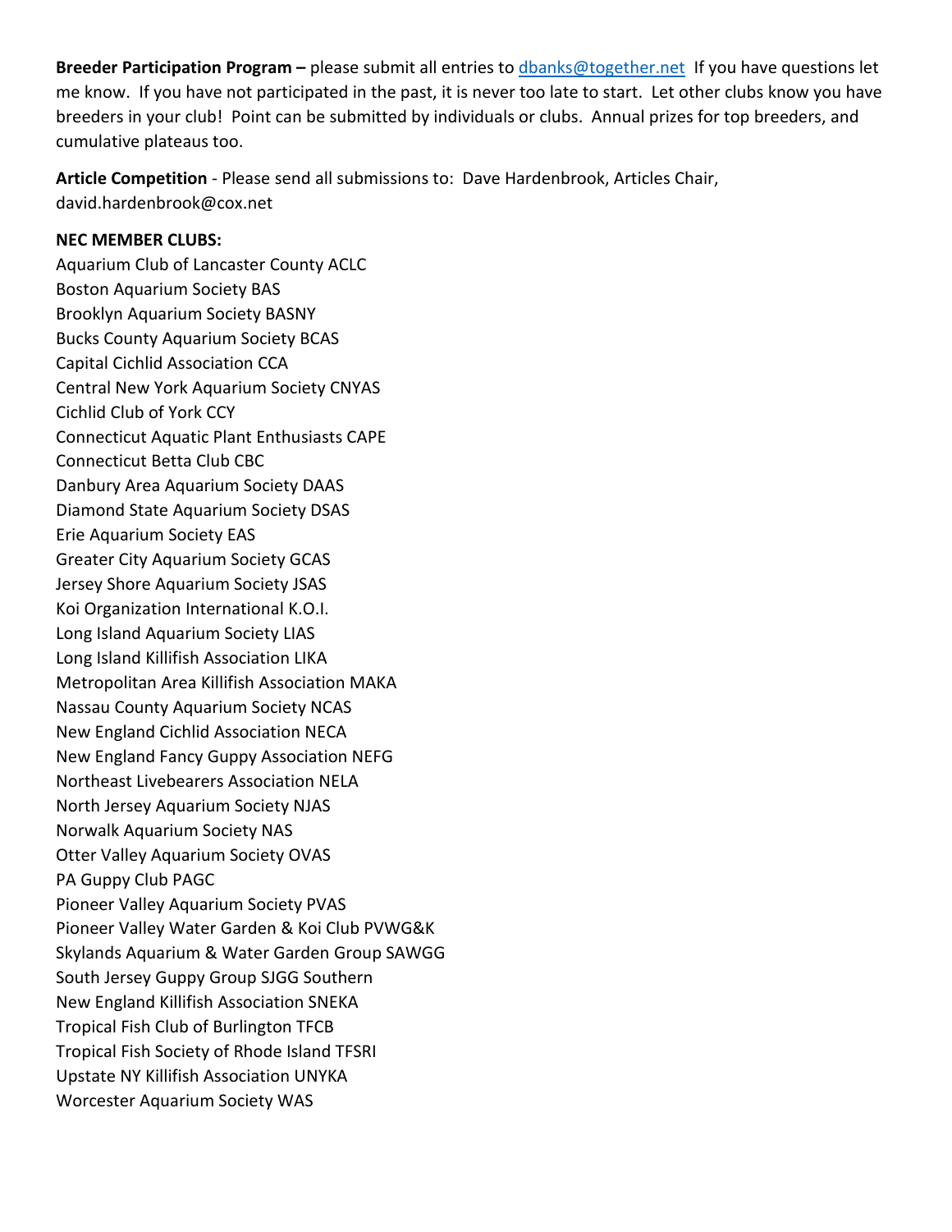**Breeder Participation Program –** please submit all entries to dbanks@together.net If you have questions let me know. If you have not participated in the past, it is never too late to start. Let other clubs know you have breeders in your club! Point can be submitted by individuals or clubs. Annual prizes for top breeders, and cumulative plateaus too.

**Article Competition** - Please send all submissions to: Dave Hardenbrook, Articles Chair, david.hardenbrook@cox.net

**NEC MEMBER CLUBS:**

Aquarium Club of Lancaster County ACLC
Boston Aquarium Society BAS
Brooklyn Aquarium Society BASNY
Bucks County Aquarium Society BCAS
Capital Cichlid Association CCA
Central New York Aquarium Society CNYAS
Cichlid Club of York CCY
Connecticut Aquatic Plant Enthusiasts CAPE
Connecticut Betta Club CBC
Danbury Area Aquarium Society DAAS
Diamond State Aquarium Society DSAS
Erie Aquarium Society EAS
Greater City Aquarium Society GCAS
Jersey Shore Aquarium Society JSAS
Koi Organization International K.O.I.
Long Island Aquarium Society LIAS
Long Island Killifish Association LIKA
Metropolitan Area Killifish Association MAKA
Nassau County Aquarium Society NCAS
New England Cichlid Association NECA
New England Fancy Guppy Association NEFG
Northeast Livebearers Association NELA
North Jersey Aquarium Society NJAS
Norwalk Aquarium Society NAS
Otter Valley Aquarium Society OVAS
PA Guppy Club PAGC
Pioneer Valley Aquarium Society PVAS
Pioneer Valley Water Garden & Koi Club PVWG&K
Skylands Aquarium & Water Garden Group SAWGG
South Jersey Guppy Group SJGG Southern
New England Killifish Association SNEKA
Tropical Fish Club of Burlington TFCB
Tropical Fish Society of Rhode Island TFSRI
Upstate NY Killifish Association UNYKA
Worcester Aquarium Society WAS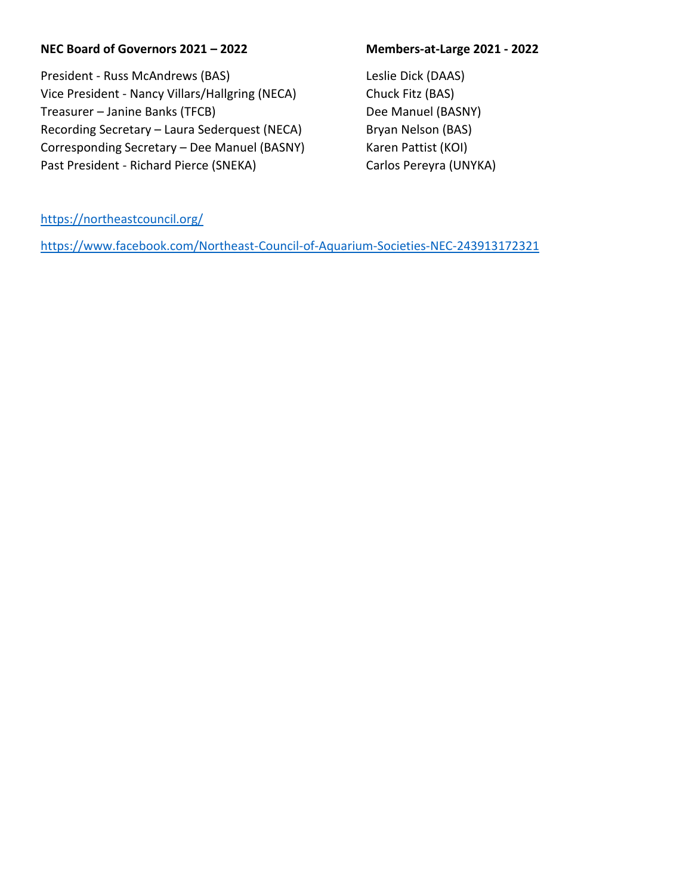**NEC Board of Governors 2021 – 2022**

President - Russ McAndrews (BAS)
Vice President - Nancy Villars/Hallgring (NECA)
Treasurer – Janine Banks (TFCB)
Recording Secretary – Laura Sederquest (NECA)
Corresponding Secretary – Dee Manuel (BASNY)
Past President - Richard Pierce (SNEKA)

**Members-at-Large 2021 - 2022**

Leslie Dick (DAAS)
Chuck Fitz (BAS)
Dee Manuel (BASNY)
Bryan Nelson (BAS)
Karen Pattist (KOI)
Carlos Pereyra (UNYKA)

https://northeastcouncil.org/

https://www.facebook.com/Northeast-Council-of-Aquarium-Societies-NEC-243913172321